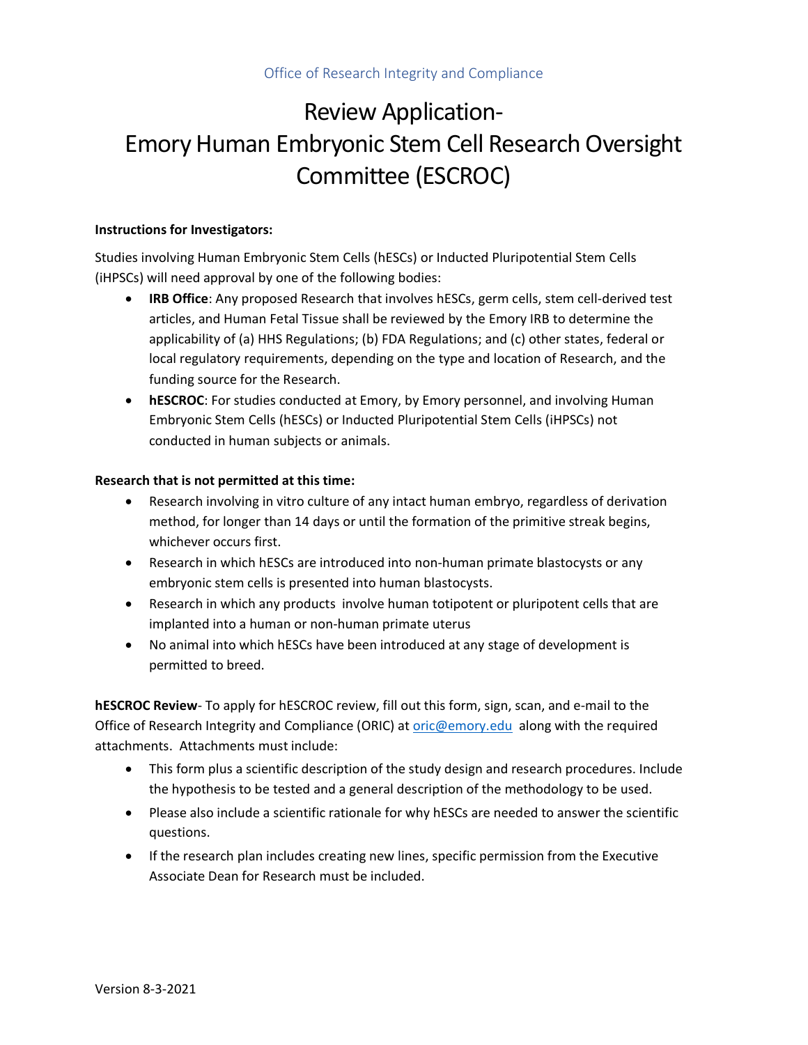Office of Research Integrity and Compliance

# Review Application- Emory Human Embryonic Stem Cell Research Oversight Committee (ESCROC)

**Instructions for Investigators:**

Studies involving Human Embryonic Stem Cells (hESCs) or Inducted Pluripotential Stem Cells (iHPSCs) will need approval by one of the following bodies:

- **IRB Office**: Any proposed Research that involves hESCs, germ cells, stem cell-derived test articles, and Human Fetal Tissue shall be reviewed by the Emory IRB to determine the applicability of (a) HHS Regulations; (b) FDA Regulations; and (c) other states, federal or local regulatory requirements, depending on the type and location of Research, and the funding source for the Research.
- **hESCROC**: For studies conducted at Emory, by Emory personnel, and involving Human Embryonic Stem Cells (hESCs) or Inducted Pluripotential Stem Cells (iHPSCs) not conducted in human subjects or animals.

**Research that is not permitted at this time:**

- Research involving in vitro culture of any intact human embryo, regardless of derivation method, for longer than 14 days or until the formation of the primitive streak begins, whichever occurs first.
- Research in which hESCs are introduced into non-human primate blastocysts or any embryonic stem cells is presented into human blastocysts.
- Research in which any products involve human totipotent or pluripotent cells that are implanted into a human or non-human primate uterus
- No animal into which hESCs have been introduced at any stage of development is permitted to breed.

**hESCROC Review**- To apply for hESCROC review, fill out this form, sign, scan, and e-mail to the Office of Research Integrity and Compliance (ORIC) at oric@emory.edu along with the required attachments. Attachments must include:

- This form plus a scientific description of the study design and research procedures. Include the hypothesis to be tested and a general description of the methodology to be used.
- Please also include a scientific rationale for why hESCs are needed to answer the scientific questions.
- If the research plan includes creating new lines, specific permission from the Executive Associate Dean for Research must be included.

Version 8-3-2021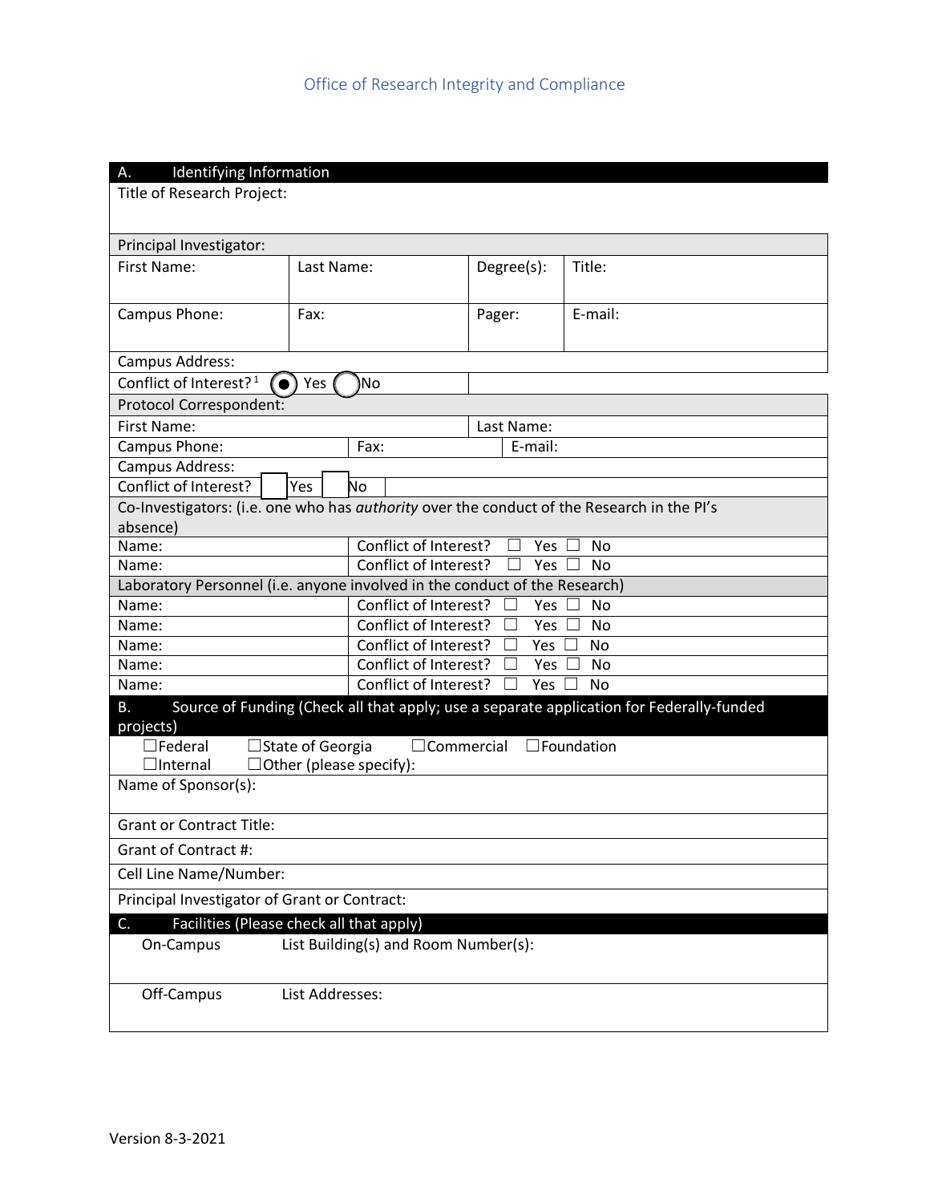Office of Research Integrity and Compliance

## A. Identifying Information

| Title of Research Project: | | | |
|---|---|---|---|
| **Principal Investigator:** | | | |
| First Name: | Last Name: | Degree(s): | Title: |
| Campus Phone: | Fax: | Pager: | E-mail: |
| Campus Address: | | | |
| Conflict of Interest?[1] ◉ Yes ◯ No | | | |

| **Protocol Correspondent:** | | |
|---|---|---|
| First Name: | | Last Name: |
| Campus Phone: | Fax: | E-mail: |
| Campus Address: | | |
| Conflict of Interest? ☐ Yes ☐ No | | |

**Co-Investigators:** (i.e. one who has *authority* over the conduct of the Research in the PI's absence)

| Name: | Conflict of Interest? ☐ Yes ☐ No |
|---|---|
| Name: | Conflict of Interest? ☐ Yes ☐ No |

**Laboratory Personnel** (i.e. anyone involved in the conduct of the Research)

| Name: | Conflict of Interest? ☐ Yes ☐ No |
|---|---|
| Name: | Conflict of Interest? ☐ Yes ☐ No |
| Name: | Conflict of Interest? ☐ Yes ☐ No |
| Name: | Conflict of Interest? ☐ Yes ☐ No |
| Name: | Conflict of Interest? ☐ Yes ☐ No |

## B. Source of Funding (Check all that apply; use a separate application for Federally-funded projects)

☐Federal ☐State of Georgia ☐Commercial ☐Foundation
☐Internal ☐Other (please specify):

Name of Sponsor(s):

Grant or Contract Title:

Grant of Contract #:

Cell Line Name/Number:

Principal Investigator of Grant or Contract:

## C. Facilities (Please check all that apply)

| On-Campus | List Building(s) and Room Number(s): |
|---|---|
| Off-Campus | List Addresses: |

Version 8-3-2021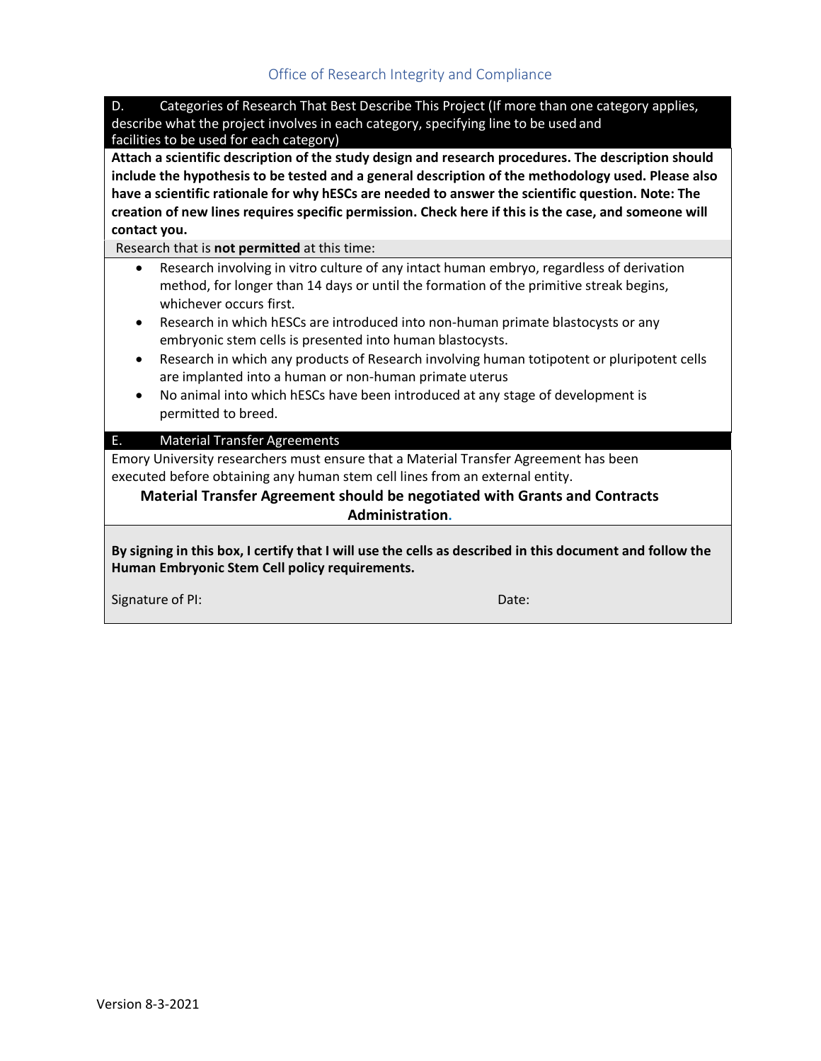## D. Categories of Research That Best Describe This Project (If more than one category applies, describe what the project involves in each category, specifying line to be used and facilities to be used for each category)

**Attach a scientific description of the study design and research procedures. The description should include the hypothesis to be tested and a general description of the methodology used. Please also have a scientific rationale for why hESCs are needed to answer the scientific question. Note: The creation of new lines requires specific permission. Check here if this is the case, and someone will contact you.**

Research that is **not permitted** at this time:

- Research involving in vitro culture of any intact human embryo, regardless of derivation method, for longer than 14 days or until the formation of the primitive streak begins, whichever occurs first.
- Research in which hESCs are introduced into non-human primate blastocysts or any embryonic stem cells is presented into human blastocysts.
- Research in which any products of Research involving human totipotent or pluripotent cells are implanted into a human or non-human primate uterus
- No animal into which hESCs have been introduced at any stage of development is permitted to breed.

## E. Material Transfer Agreements

Emory University researchers must ensure that a Material Transfer Agreement has been executed before obtaining any human stem cell lines from an external entity.

**Material Transfer Agreement should be negotiated with Grants and Contracts Administration.**

**By signing in this box, I certify that I will use the cells as described in this document and follow the Human Embryonic Stem Cell policy requirements.**

Signature of PI: Date:

Version 8-3-2021